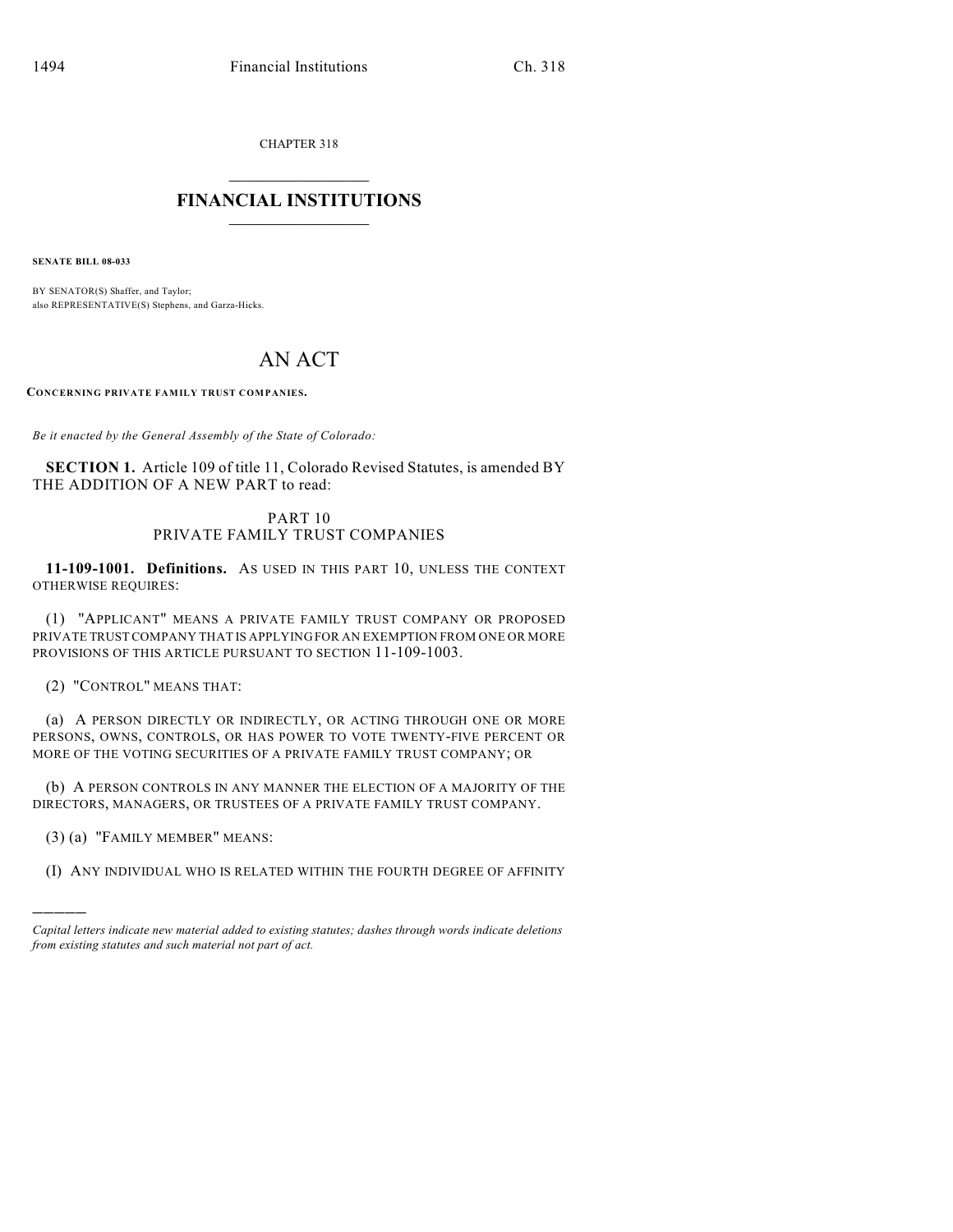CHAPTER 318

# FINANCIAL INSTITUTIONS

**SENATE BILL 08-033**

BY SENATOR(S) Shaffer, and Taylor;
also REPRESENTATIVE(S) Stephens, and Garza-Hicks.

# AN ACT

**CONCERNING PRIVATE FAMILY TRUST COMPANIES.**

*Be it enacted by the General Assembly of the State of Colorado:*

**SECTION 1.** Article 109 of title 11, Colorado Revised Statutes, is amended BY THE ADDITION OF A NEW PART to read:

## PART 10
## PRIVATE FAMILY TRUST COMPANIES

**11-109-1001. Definitions.** AS USED IN THIS PART 10, UNLESS THE CONTEXT OTHERWISE REQUIRES:

(1) "APPLICANT" MEANS A PRIVATE FAMILY TRUST COMPANY OR PROPOSED PRIVATE TRUST COMPANY THAT IS APPLYING FOR AN EXEMPTION FROM ONE OR MORE PROVISIONS OF THIS ARTICLE PURSUANT TO SECTION 11-109-1003.

(2) "CONTROL" MEANS THAT:

(a) A PERSON DIRECTLY OR INDIRECTLY, OR ACTING THROUGH ONE OR MORE PERSONS, OWNS, CONTROLS, OR HAS POWER TO VOTE TWENTY-FIVE PERCENT OR MORE OF THE VOTING SECURITIES OF A PRIVATE FAMILY TRUST COMPANY; OR

(b) A PERSON CONTROLS IN ANY MANNER THE ELECTION OF A MAJORITY OF THE DIRECTORS, MANAGERS, OR TRUSTEES OF A PRIVATE FAMILY TRUST COMPANY.

(3) (a) "FAMILY MEMBER" MEANS:

(I) ANY INDIVIDUAL WHO IS RELATED WITHIN THE FOURTH DEGREE OF AFFINITY

---

*Capital letters indicate new material added to existing statutes; dashes through words indicate deletions from existing statutes and such material not part of act.*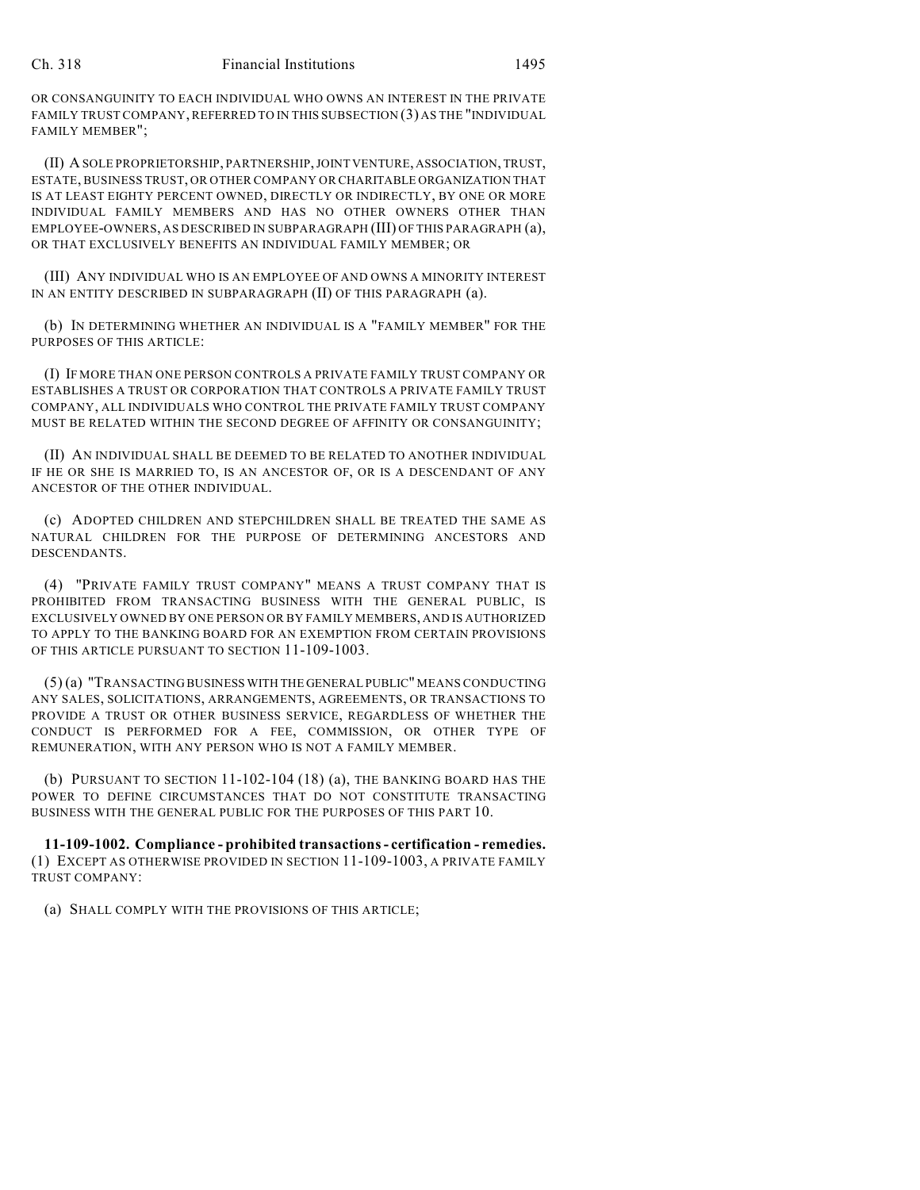OR CONSANGUINITY TO EACH INDIVIDUAL WHO OWNS AN INTEREST IN THE PRIVATE FAMILY TRUST COMPANY, REFERRED TO IN THIS SUBSECTION (3) AS THE "INDIVIDUAL FAMILY MEMBER";

(II) A SOLE PROPRIETORSHIP, PARTNERSHIP, JOINT VENTURE, ASSOCIATION, TRUST, ESTATE, BUSINESS TRUST, OR OTHER COMPANY OR CHARITABLE ORGANIZATION THAT IS AT LEAST EIGHTY PERCENT OWNED, DIRECTLY OR INDIRECTLY, BY ONE OR MORE INDIVIDUAL FAMILY MEMBERS AND HAS NO OTHER OWNERS OTHER THAN EMPLOYEE-OWNERS, AS DESCRIBED IN SUBPARAGRAPH (III) OF THIS PARAGRAPH (a), OR THAT EXCLUSIVELY BENEFITS AN INDIVIDUAL FAMILY MEMBER; OR

(III) ANY INDIVIDUAL WHO IS AN EMPLOYEE OF AND OWNS A MINORITY INTEREST IN AN ENTITY DESCRIBED IN SUBPARAGRAPH (II) OF THIS PARAGRAPH (a).

(b) IN DETERMINING WHETHER AN INDIVIDUAL IS A "FAMILY MEMBER" FOR THE PURPOSES OF THIS ARTICLE:

(I) IF MORE THAN ONE PERSON CONTROLS A PRIVATE FAMILY TRUST COMPANY OR ESTABLISHES A TRUST OR CORPORATION THAT CONTROLS A PRIVATE FAMILY TRUST COMPANY, ALL INDIVIDUALS WHO CONTROL THE PRIVATE FAMILY TRUST COMPANY MUST BE RELATED WITHIN THE SECOND DEGREE OF AFFINITY OR CONSANGUINITY;

(II) AN INDIVIDUAL SHALL BE DEEMED TO BE RELATED TO ANOTHER INDIVIDUAL IF HE OR SHE IS MARRIED TO, IS AN ANCESTOR OF, OR IS A DESCENDANT OF ANY ANCESTOR OF THE OTHER INDIVIDUAL.

(c) ADOPTED CHILDREN AND STEPCHILDREN SHALL BE TREATED THE SAME AS NATURAL CHILDREN FOR THE PURPOSE OF DETERMINING ANCESTORS AND DESCENDANTS.

(4) "PRIVATE FAMILY TRUST COMPANY" MEANS A TRUST COMPANY THAT IS PROHIBITED FROM TRANSACTING BUSINESS WITH THE GENERAL PUBLIC, IS EXCLUSIVELY OWNED BY ONE PERSON OR BY FAMILY MEMBERS, AND IS AUTHORIZED TO APPLY TO THE BANKING BOARD FOR AN EXEMPTION FROM CERTAIN PROVISIONS OF THIS ARTICLE PURSUANT TO SECTION 11-109-1003.

(5) (a) "TRANSACTING BUSINESS WITH THE GENERAL PUBLIC" MEANS CONDUCTING ANY SALES, SOLICITATIONS, ARRANGEMENTS, AGREEMENTS, OR TRANSACTIONS TO PROVIDE A TRUST OR OTHER BUSINESS SERVICE, REGARDLESS OF WHETHER THE CONDUCT IS PERFORMED FOR A FEE, COMMISSION, OR OTHER TYPE OF REMUNERATION, WITH ANY PERSON WHO IS NOT A FAMILY MEMBER.

(b) PURSUANT TO SECTION 11-102-104 (18) (a), THE BANKING BOARD HAS THE POWER TO DEFINE CIRCUMSTANCES THAT DO NOT CONSTITUTE TRANSACTING BUSINESS WITH THE GENERAL PUBLIC FOR THE PURPOSES OF THIS PART 10.

**11-109-1002. Compliance - prohibited transactions - certification - remedies.** (1) EXCEPT AS OTHERWISE PROVIDED IN SECTION 11-109-1003, A PRIVATE FAMILY TRUST COMPANY:

(a) SHALL COMPLY WITH THE PROVISIONS OF THIS ARTICLE;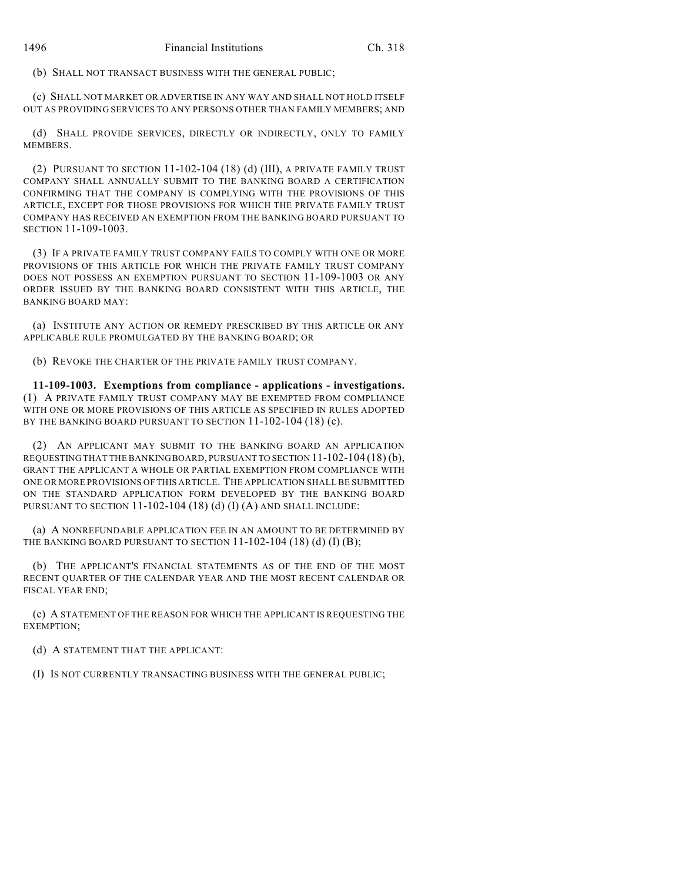(b) SHALL NOT TRANSACT BUSINESS WITH THE GENERAL PUBLIC;

(c) SHALL NOT MARKET OR ADVERTISE IN ANY WAY AND SHALL NOT HOLD ITSELF OUT AS PROVIDING SERVICES TO ANY PERSONS OTHER THAN FAMILY MEMBERS; AND

(d) SHALL PROVIDE SERVICES, DIRECTLY OR INDIRECTLY, ONLY TO FAMILY MEMBERS.

(2) PURSUANT TO SECTION 11-102-104 (18) (d) (III), A PRIVATE FAMILY TRUST COMPANY SHALL ANNUALLY SUBMIT TO THE BANKING BOARD A CERTIFICATION CONFIRMING THAT THE COMPANY IS COMPLYING WITH THE PROVISIONS OF THIS ARTICLE, EXCEPT FOR THOSE PROVISIONS FOR WHICH THE PRIVATE FAMILY TRUST COMPANY HAS RECEIVED AN EXEMPTION FROM THE BANKING BOARD PURSUANT TO SECTION 11-109-1003.

(3) IF A PRIVATE FAMILY TRUST COMPANY FAILS TO COMPLY WITH ONE OR MORE PROVISIONS OF THIS ARTICLE FOR WHICH THE PRIVATE FAMILY TRUST COMPANY DOES NOT POSSESS AN EXEMPTION PURSUANT TO SECTION 11-109-1003 OR ANY ORDER ISSUED BY THE BANKING BOARD CONSISTENT WITH THIS ARTICLE, THE BANKING BOARD MAY:

(a) INSTITUTE ANY ACTION OR REMEDY PRESCRIBED BY THIS ARTICLE OR ANY APPLICABLE RULE PROMULGATED BY THE BANKING BOARD; OR

(b) REVOKE THE CHARTER OF THE PRIVATE FAMILY TRUST COMPANY.

**11-109-1003. Exemptions from compliance - applications - investigations.** (1) A PRIVATE FAMILY TRUST COMPANY MAY BE EXEMPTED FROM COMPLIANCE WITH ONE OR MORE PROVISIONS OF THIS ARTICLE AS SPECIFIED IN RULES ADOPTED BY THE BANKING BOARD PURSUANT TO SECTION 11-102-104 (18) (c).

(2) AN APPLICANT MAY SUBMIT TO THE BANKING BOARD AN APPLICATION REQUESTING THAT THE BANKING BOARD, PURSUANT TO SECTION 11-102-104 (18) (b), GRANT THE APPLICANT A WHOLE OR PARTIAL EXEMPTION FROM COMPLIANCE WITH ONE OR MORE PROVISIONS OF THIS ARTICLE. THE APPLICATION SHALL BE SUBMITTED ON THE STANDARD APPLICATION FORM DEVELOPED BY THE BANKING BOARD PURSUANT TO SECTION 11-102-104 (18) (d) (I) (A) AND SHALL INCLUDE:

(a) A NONREFUNDABLE APPLICATION FEE IN AN AMOUNT TO BE DETERMINED BY THE BANKING BOARD PURSUANT TO SECTION 11-102-104 (18) (d) (I) (B);

(b) THE APPLICANT'S FINANCIAL STATEMENTS AS OF THE END OF THE MOST RECENT QUARTER OF THE CALENDAR YEAR AND THE MOST RECENT CALENDAR OR FISCAL YEAR END;

(c) A STATEMENT OF THE REASON FOR WHICH THE APPLICANT IS REQUESTING THE EXEMPTION;

(d) A STATEMENT THAT THE APPLICANT:

(I) IS NOT CURRENTLY TRANSACTING BUSINESS WITH THE GENERAL PUBLIC;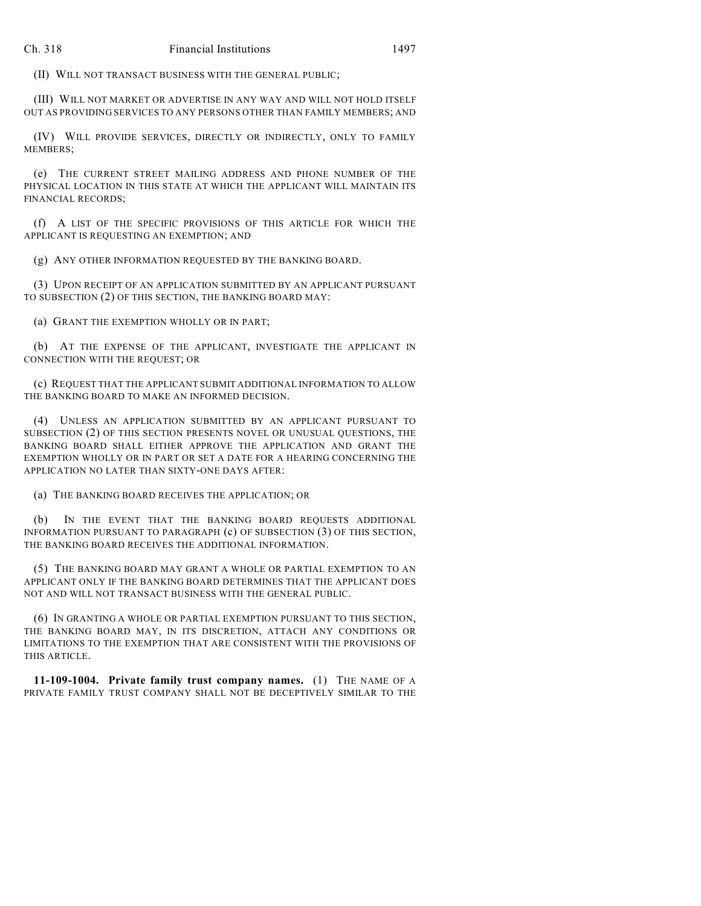(II) WILL NOT TRANSACT BUSINESS WITH THE GENERAL PUBLIC;

(III) WILL NOT MARKET OR ADVERTISE IN ANY WAY AND WILL NOT HOLD ITSELF OUT AS PROVIDING SERVICES TO ANY PERSONS OTHER THAN FAMILY MEMBERS; AND

(IV) WILL PROVIDE SERVICES, DIRECTLY OR INDIRECTLY, ONLY TO FAMILY MEMBERS;

(e) THE CURRENT STREET MAILING ADDRESS AND PHONE NUMBER OF THE PHYSICAL LOCATION IN THIS STATE AT WHICH THE APPLICANT WILL MAINTAIN ITS FINANCIAL RECORDS;

(f) A LIST OF THE SPECIFIC PROVISIONS OF THIS ARTICLE FOR WHICH THE APPLICANT IS REQUESTING AN EXEMPTION; AND

(g) ANY OTHER INFORMATION REQUESTED BY THE BANKING BOARD.

(3) UPON RECEIPT OF AN APPLICATION SUBMITTED BY AN APPLICANT PURSUANT TO SUBSECTION (2) OF THIS SECTION, THE BANKING BOARD MAY:

(a) GRANT THE EXEMPTION WHOLLY OR IN PART;

(b) AT THE EXPENSE OF THE APPLICANT, INVESTIGATE THE APPLICANT IN CONNECTION WITH THE REQUEST; OR

(c) REQUEST THAT THE APPLICANT SUBMIT ADDITIONAL INFORMATION TO ALLOW THE BANKING BOARD TO MAKE AN INFORMED DECISION.

(4) UNLESS AN APPLICATION SUBMITTED BY AN APPLICANT PURSUANT TO SUBSECTION (2) OF THIS SECTION PRESENTS NOVEL OR UNUSUAL QUESTIONS, THE BANKING BOARD SHALL EITHER APPROVE THE APPLICATION AND GRANT THE EXEMPTION WHOLLY OR IN PART OR SET A DATE FOR A HEARING CONCERNING THE APPLICATION NO LATER THAN SIXTY-ONE DAYS AFTER:

(a) THE BANKING BOARD RECEIVES THE APPLICATION; OR

(b) IN THE EVENT THAT THE BANKING BOARD REQUESTS ADDITIONAL INFORMATION PURSUANT TO PARAGRAPH (c) OF SUBSECTION (3) OF THIS SECTION, THE BANKING BOARD RECEIVES THE ADDITIONAL INFORMATION.

(5) THE BANKING BOARD MAY GRANT A WHOLE OR PARTIAL EXEMPTION TO AN APPLICANT ONLY IF THE BANKING BOARD DETERMINES THAT THE APPLICANT DOES NOT AND WILL NOT TRANSACT BUSINESS WITH THE GENERAL PUBLIC.

(6) IN GRANTING A WHOLE OR PARTIAL EXEMPTION PURSUANT TO THIS SECTION, THE BANKING BOARD MAY, IN ITS DISCRETION, ATTACH ANY CONDITIONS OR LIMITATIONS TO THE EXEMPTION THAT ARE CONSISTENT WITH THE PROVISIONS OF THIS ARTICLE.

**11-109-1004. Private family trust company names.** (1) THE NAME OF A PRIVATE FAMILY TRUST COMPANY SHALL NOT BE DECEPTIVELY SIMILAR TO THE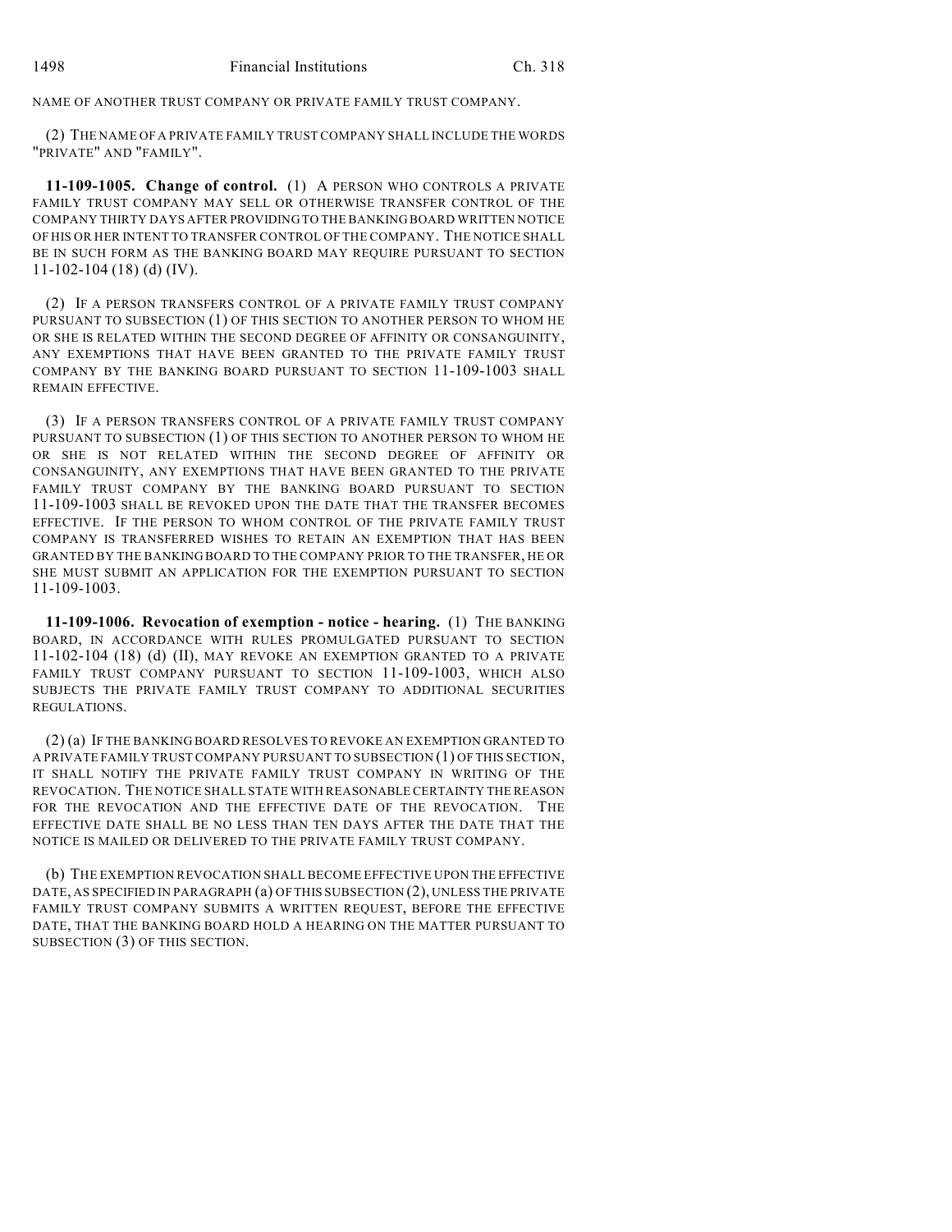NAME OF ANOTHER TRUST COMPANY OR PRIVATE FAMILY TRUST COMPANY.

(2) THE NAME OF A PRIVATE FAMILY TRUST COMPANY SHALL INCLUDE THE WORDS "PRIVATE" AND "FAMILY".

**11-109-1005. Change of control.** (1) A PERSON WHO CONTROLS A PRIVATE FAMILY TRUST COMPANY MAY SELL OR OTHERWISE TRANSFER CONTROL OF THE COMPANY THIRTY DAYS AFTER PROVIDING TO THE BANKING BOARD WRITTEN NOTICE OF HIS OR HER INTENT TO TRANSFER CONTROL OF THE COMPANY. THE NOTICE SHALL BE IN SUCH FORM AS THE BANKING BOARD MAY REQUIRE PURSUANT TO SECTION 11-102-104 (18) (d) (IV).

(2) IF A PERSON TRANSFERS CONTROL OF A PRIVATE FAMILY TRUST COMPANY PURSUANT TO SUBSECTION (1) OF THIS SECTION TO ANOTHER PERSON TO WHOM HE OR SHE IS RELATED WITHIN THE SECOND DEGREE OF AFFINITY OR CONSANGUINITY, ANY EXEMPTIONS THAT HAVE BEEN GRANTED TO THE PRIVATE FAMILY TRUST COMPANY BY THE BANKING BOARD PURSUANT TO SECTION 11-109-1003 SHALL REMAIN EFFECTIVE.

(3) IF A PERSON TRANSFERS CONTROL OF A PRIVATE FAMILY TRUST COMPANY PURSUANT TO SUBSECTION (1) OF THIS SECTION TO ANOTHER PERSON TO WHOM HE OR SHE IS NOT RELATED WITHIN THE SECOND DEGREE OF AFFINITY OR CONSANGUINITY, ANY EXEMPTIONS THAT HAVE BEEN GRANTED TO THE PRIVATE FAMILY TRUST COMPANY BY THE BANKING BOARD PURSUANT TO SECTION 11-109-1003 SHALL BE REVOKED UPON THE DATE THAT THE TRANSFER BECOMES EFFECTIVE. IF THE PERSON TO WHOM CONTROL OF THE PRIVATE FAMILY TRUST COMPANY IS TRANSFERRED WISHES TO RETAIN AN EXEMPTION THAT HAS BEEN GRANTED BY THE BANKING BOARD TO THE COMPANY PRIOR TO THE TRANSFER, HE OR SHE MUST SUBMIT AN APPLICATION FOR THE EXEMPTION PURSUANT TO SECTION 11-109-1003.

**11-109-1006. Revocation of exemption - notice - hearing.** (1) THE BANKING BOARD, IN ACCORDANCE WITH RULES PROMULGATED PURSUANT TO SECTION 11-102-104 (18) (d) (II), MAY REVOKE AN EXEMPTION GRANTED TO A PRIVATE FAMILY TRUST COMPANY PURSUANT TO SECTION 11-109-1003, WHICH ALSO SUBJECTS THE PRIVATE FAMILY TRUST COMPANY TO ADDITIONAL SECURITIES REGULATIONS.

(2) (a) IF THE BANKING BOARD RESOLVES TO REVOKE AN EXEMPTION GRANTED TO A PRIVATE FAMILY TRUST COMPANY PURSUANT TO SUBSECTION (1) OF THIS SECTION, IT SHALL NOTIFY THE PRIVATE FAMILY TRUST COMPANY IN WRITING OF THE REVOCATION. THE NOTICE SHALL STATE WITH REASONABLE CERTAINTY THE REASON FOR THE REVOCATION AND THE EFFECTIVE DATE OF THE REVOCATION. THE EFFECTIVE DATE SHALL BE NO LESS THAN TEN DAYS AFTER THE DATE THAT THE NOTICE IS MAILED OR DELIVERED TO THE PRIVATE FAMILY TRUST COMPANY.

(b) THE EXEMPTION REVOCATION SHALL BECOME EFFECTIVE UPON THE EFFECTIVE DATE, AS SPECIFIED IN PARAGRAPH (a) OF THIS SUBSECTION (2), UNLESS THE PRIVATE FAMILY TRUST COMPANY SUBMITS A WRITTEN REQUEST, BEFORE THE EFFECTIVE DATE, THAT THE BANKING BOARD HOLD A HEARING ON THE MATTER PURSUANT TO SUBSECTION (3) OF THIS SECTION.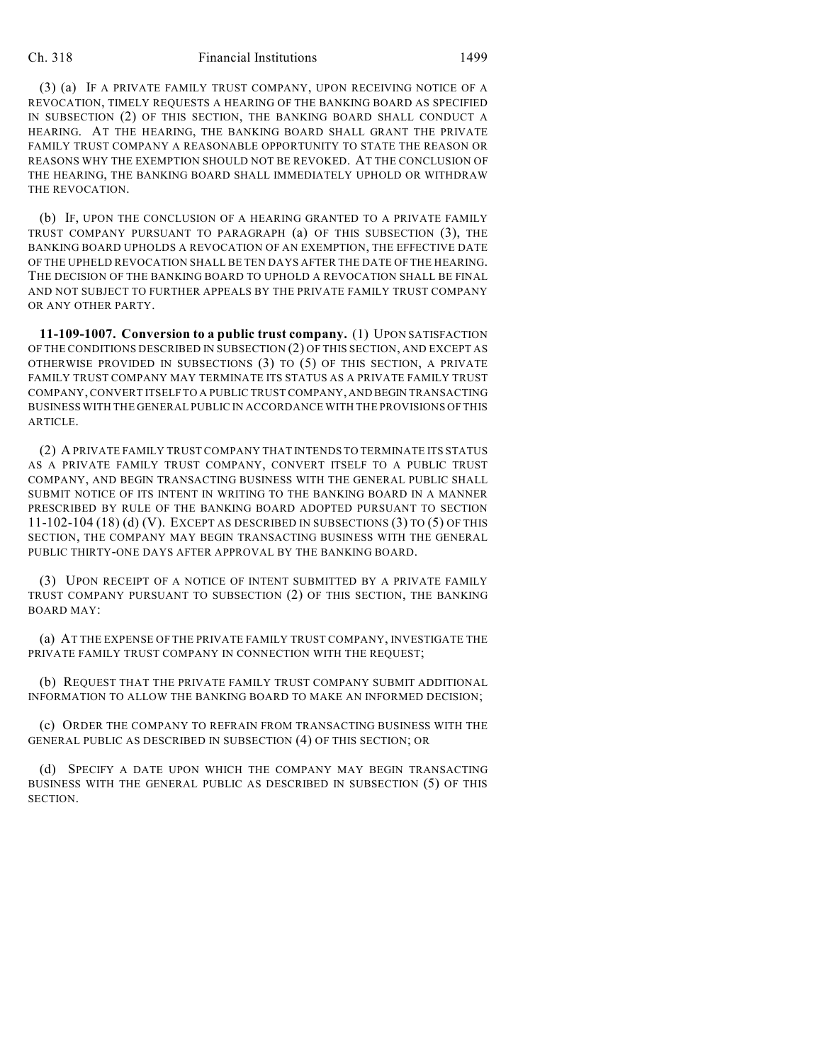(3) (a) IF A PRIVATE FAMILY TRUST COMPANY, UPON RECEIVING NOTICE OF A REVOCATION, TIMELY REQUESTS A HEARING OF THE BANKING BOARD AS SPECIFIED IN SUBSECTION (2) OF THIS SECTION, THE BANKING BOARD SHALL CONDUCT A HEARING. AT THE HEARING, THE BANKING BOARD SHALL GRANT THE PRIVATE FAMILY TRUST COMPANY A REASONABLE OPPORTUNITY TO STATE THE REASON OR REASONS WHY THE EXEMPTION SHOULD NOT BE REVOKED. AT THE CONCLUSION OF THE HEARING, THE BANKING BOARD SHALL IMMEDIATELY UPHOLD OR WITHDRAW THE REVOCATION.

(b) IF, UPON THE CONCLUSION OF A HEARING GRANTED TO A PRIVATE FAMILY TRUST COMPANY PURSUANT TO PARAGRAPH (a) OF THIS SUBSECTION (3), THE BANKING BOARD UPHOLDS A REVOCATION OF AN EXEMPTION, THE EFFECTIVE DATE OF THE UPHELD REVOCATION SHALL BE TEN DAYS AFTER THE DATE OF THE HEARING. THE DECISION OF THE BANKING BOARD TO UPHOLD A REVOCATION SHALL BE FINAL AND NOT SUBJECT TO FURTHER APPEALS BY THE PRIVATE FAMILY TRUST COMPANY OR ANY OTHER PARTY.

**11-109-1007. Conversion to a public trust company.** (1) UPON SATISFACTION OF THE CONDITIONS DESCRIBED IN SUBSECTION (2) OF THIS SECTION, AND EXCEPT AS OTHERWISE PROVIDED IN SUBSECTIONS (3) TO (5) OF THIS SECTION, A PRIVATE FAMILY TRUST COMPANY MAY TERMINATE ITS STATUS AS A PRIVATE FAMILY TRUST COMPANY, CONVERT ITSELF TO A PUBLIC TRUST COMPANY, AND BEGIN TRANSACTING BUSINESS WITH THE GENERAL PUBLIC IN ACCORDANCE WITH THE PROVISIONS OF THIS ARTICLE.

(2) A PRIVATE FAMILY TRUST COMPANY THAT INTENDS TO TERMINATE ITS STATUS AS A PRIVATE FAMILY TRUST COMPANY, CONVERT ITSELF TO A PUBLIC TRUST COMPANY, AND BEGIN TRANSACTING BUSINESS WITH THE GENERAL PUBLIC SHALL SUBMIT NOTICE OF ITS INTENT IN WRITING TO THE BANKING BOARD IN A MANNER PRESCRIBED BY RULE OF THE BANKING BOARD ADOPTED PURSUANT TO SECTION 11-102-104 (18) (d) (V). EXCEPT AS DESCRIBED IN SUBSECTIONS (3) TO (5) OF THIS SECTION, THE COMPANY MAY BEGIN TRANSACTING BUSINESS WITH THE GENERAL PUBLIC THIRTY-ONE DAYS AFTER APPROVAL BY THE BANKING BOARD.

(3) UPON RECEIPT OF A NOTICE OF INTENT SUBMITTED BY A PRIVATE FAMILY TRUST COMPANY PURSUANT TO SUBSECTION (2) OF THIS SECTION, THE BANKING BOARD MAY:

(a) AT THE EXPENSE OF THE PRIVATE FAMILY TRUST COMPANY, INVESTIGATE THE PRIVATE FAMILY TRUST COMPANY IN CONNECTION WITH THE REQUEST;

(b) REQUEST THAT THE PRIVATE FAMILY TRUST COMPANY SUBMIT ADDITIONAL INFORMATION TO ALLOW THE BANKING BOARD TO MAKE AN INFORMED DECISION;

(c) ORDER THE COMPANY TO REFRAIN FROM TRANSACTING BUSINESS WITH THE GENERAL PUBLIC AS DESCRIBED IN SUBSECTION (4) OF THIS SECTION; OR

(d) SPECIFY A DATE UPON WHICH THE COMPANY MAY BEGIN TRANSACTING BUSINESS WITH THE GENERAL PUBLIC AS DESCRIBED IN SUBSECTION (5) OF THIS SECTION.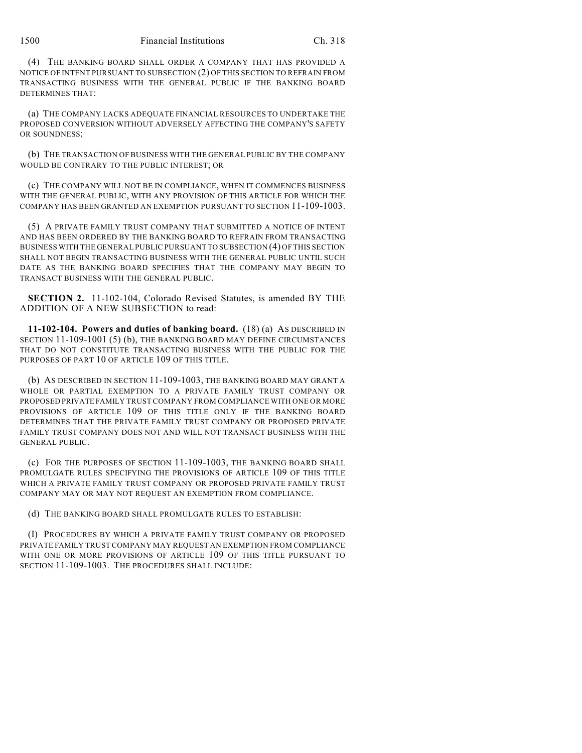(4) THE BANKING BOARD SHALL ORDER A COMPANY THAT HAS PROVIDED A NOTICE OF INTENT PURSUANT TO SUBSECTION (2) OF THIS SECTION TO REFRAIN FROM TRANSACTING BUSINESS WITH THE GENERAL PUBLIC IF THE BANKING BOARD DETERMINES THAT:

(a) THE COMPANY LACKS ADEQUATE FINANCIAL RESOURCES TO UNDERTAKE THE PROPOSED CONVERSION WITHOUT ADVERSELY AFFECTING THE COMPANY'S SAFETY OR SOUNDNESS;

(b) THE TRANSACTION OF BUSINESS WITH THE GENERAL PUBLIC BY THE COMPANY WOULD BE CONTRARY TO THE PUBLIC INTEREST; OR

(c) THE COMPANY WILL NOT BE IN COMPLIANCE, WHEN IT COMMENCES BUSINESS WITH THE GENERAL PUBLIC, WITH ANY PROVISION OF THIS ARTICLE FOR WHICH THE COMPANY HAS BEEN GRANTED AN EXEMPTION PURSUANT TO SECTION 11-109-1003.

(5) A PRIVATE FAMILY TRUST COMPANY THAT SUBMITTED A NOTICE OF INTENT AND HAS BEEN ORDERED BY THE BANKING BOARD TO REFRAIN FROM TRANSACTING BUSINESS WITH THE GENERAL PUBLIC PURSUANT TO SUBSECTION (4) OF THIS SECTION SHALL NOT BEGIN TRANSACTING BUSINESS WITH THE GENERAL PUBLIC UNTIL SUCH DATE AS THE BANKING BOARD SPECIFIES THAT THE COMPANY MAY BEGIN TO TRANSACT BUSINESS WITH THE GENERAL PUBLIC.

**SECTION 2.** 11-102-104, Colorado Revised Statutes, is amended BY THE ADDITION OF A NEW SUBSECTION to read:

**11-102-104. Powers and duties of banking board.** (18) (a) AS DESCRIBED IN SECTION 11-109-1001 (5) (b), THE BANKING BOARD MAY DEFINE CIRCUMSTANCES THAT DO NOT CONSTITUTE TRANSACTING BUSINESS WITH THE PUBLIC FOR THE PURPOSES OF PART 10 OF ARTICLE 109 OF THIS TITLE.

(b) AS DESCRIBED IN SECTION 11-109-1003, THE BANKING BOARD MAY GRANT A WHOLE OR PARTIAL EXEMPTION TO A PRIVATE FAMILY TRUST COMPANY OR PROPOSED PRIVATE FAMILY TRUST COMPANY FROM COMPLIANCE WITH ONE OR MORE PROVISIONS OF ARTICLE 109 OF THIS TITLE ONLY IF THE BANKING BOARD DETERMINES THAT THE PRIVATE FAMILY TRUST COMPANY OR PROPOSED PRIVATE FAMILY TRUST COMPANY DOES NOT AND WILL NOT TRANSACT BUSINESS WITH THE GENERAL PUBLIC.

(c) FOR THE PURPOSES OF SECTION 11-109-1003, THE BANKING BOARD SHALL PROMULGATE RULES SPECIFYING THE PROVISIONS OF ARTICLE 109 OF THIS TITLE WHICH A PRIVATE FAMILY TRUST COMPANY OR PROPOSED PRIVATE FAMILY TRUST COMPANY MAY OR MAY NOT REQUEST AN EXEMPTION FROM COMPLIANCE.

(d) THE BANKING BOARD SHALL PROMULGATE RULES TO ESTABLISH:

(I) PROCEDURES BY WHICH A PRIVATE FAMILY TRUST COMPANY OR PROPOSED PRIVATE FAMILY TRUST COMPANY MAY REQUEST AN EXEMPTION FROM COMPLIANCE WITH ONE OR MORE PROVISIONS OF ARTICLE 109 OF THIS TITLE PURSUANT TO SECTION 11-109-1003. THE PROCEDURES SHALL INCLUDE: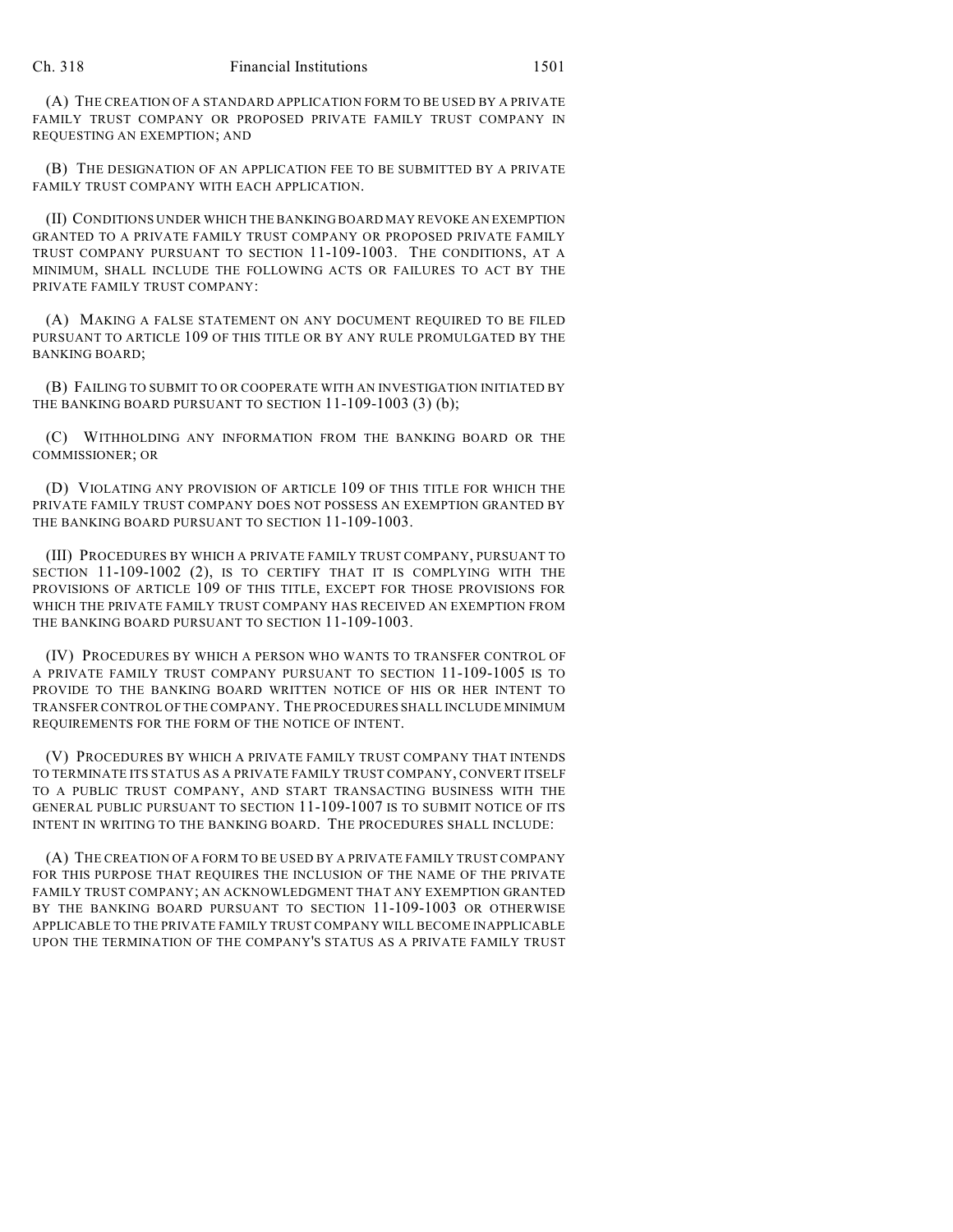(A) THE CREATION OF A STANDARD APPLICATION FORM TO BE USED BY A PRIVATE FAMILY TRUST COMPANY OR PROPOSED PRIVATE FAMILY TRUST COMPANY IN REQUESTING AN EXEMPTION; AND

(B) THE DESIGNATION OF AN APPLICATION FEE TO BE SUBMITTED BY A PRIVATE FAMILY TRUST COMPANY WITH EACH APPLICATION.

(II) CONDITIONS UNDER WHICH THE BANKING BOARD MAY REVOKE AN EXEMPTION GRANTED TO A PRIVATE FAMILY TRUST COMPANY OR PROPOSED PRIVATE FAMILY TRUST COMPANY PURSUANT TO SECTION 11-109-1003. THE CONDITIONS, AT A MINIMUM, SHALL INCLUDE THE FOLLOWING ACTS OR FAILURES TO ACT BY THE PRIVATE FAMILY TRUST COMPANY:

(A) MAKING A FALSE STATEMENT ON ANY DOCUMENT REQUIRED TO BE FILED PURSUANT TO ARTICLE 109 OF THIS TITLE OR BY ANY RULE PROMULGATED BY THE BANKING BOARD;

(B) FAILING TO SUBMIT TO OR COOPERATE WITH AN INVESTIGATION INITIATED BY THE BANKING BOARD PURSUANT TO SECTION 11-109-1003 (3) (b);

(C) WITHHOLDING ANY INFORMATION FROM THE BANKING BOARD OR THE COMMISSIONER; OR

(D) VIOLATING ANY PROVISION OF ARTICLE 109 OF THIS TITLE FOR WHICH THE PRIVATE FAMILY TRUST COMPANY DOES NOT POSSESS AN EXEMPTION GRANTED BY THE BANKING BOARD PURSUANT TO SECTION 11-109-1003.

(III) PROCEDURES BY WHICH A PRIVATE FAMILY TRUST COMPANY, PURSUANT TO SECTION 11-109-1002 (2), IS TO CERTIFY THAT IT IS COMPLYING WITH THE PROVISIONS OF ARTICLE 109 OF THIS TITLE, EXCEPT FOR THOSE PROVISIONS FOR WHICH THE PRIVATE FAMILY TRUST COMPANY HAS RECEIVED AN EXEMPTION FROM THE BANKING BOARD PURSUANT TO SECTION 11-109-1003.

(IV) PROCEDURES BY WHICH A PERSON WHO WANTS TO TRANSFER CONTROL OF A PRIVATE FAMILY TRUST COMPANY PURSUANT TO SECTION 11-109-1005 IS TO PROVIDE TO THE BANKING BOARD WRITTEN NOTICE OF HIS OR HER INTENT TO TRANSFER CONTROL OF THE COMPANY. THE PROCEDURES SHALL INCLUDE MINIMUM REQUIREMENTS FOR THE FORM OF THE NOTICE OF INTENT.

(V) PROCEDURES BY WHICH A PRIVATE FAMILY TRUST COMPANY THAT INTENDS TO TERMINATE ITS STATUS AS A PRIVATE FAMILY TRUST COMPANY, CONVERT ITSELF TO A PUBLIC TRUST COMPANY, AND START TRANSACTING BUSINESS WITH THE GENERAL PUBLIC PURSUANT TO SECTION 11-109-1007 IS TO SUBMIT NOTICE OF ITS INTENT IN WRITING TO THE BANKING BOARD. THE PROCEDURES SHALL INCLUDE:

(A) THE CREATION OF A FORM TO BE USED BY A PRIVATE FAMILY TRUST COMPANY FOR THIS PURPOSE THAT REQUIRES THE INCLUSION OF THE NAME OF THE PRIVATE FAMILY TRUST COMPANY; AN ACKNOWLEDGMENT THAT ANY EXEMPTION GRANTED BY THE BANKING BOARD PURSUANT TO SECTION 11-109-1003 OR OTHERWISE APPLICABLE TO THE PRIVATE FAMILY TRUST COMPANY WILL BECOME INAPPLICABLE UPON THE TERMINATION OF THE COMPANY'S STATUS AS A PRIVATE FAMILY TRUST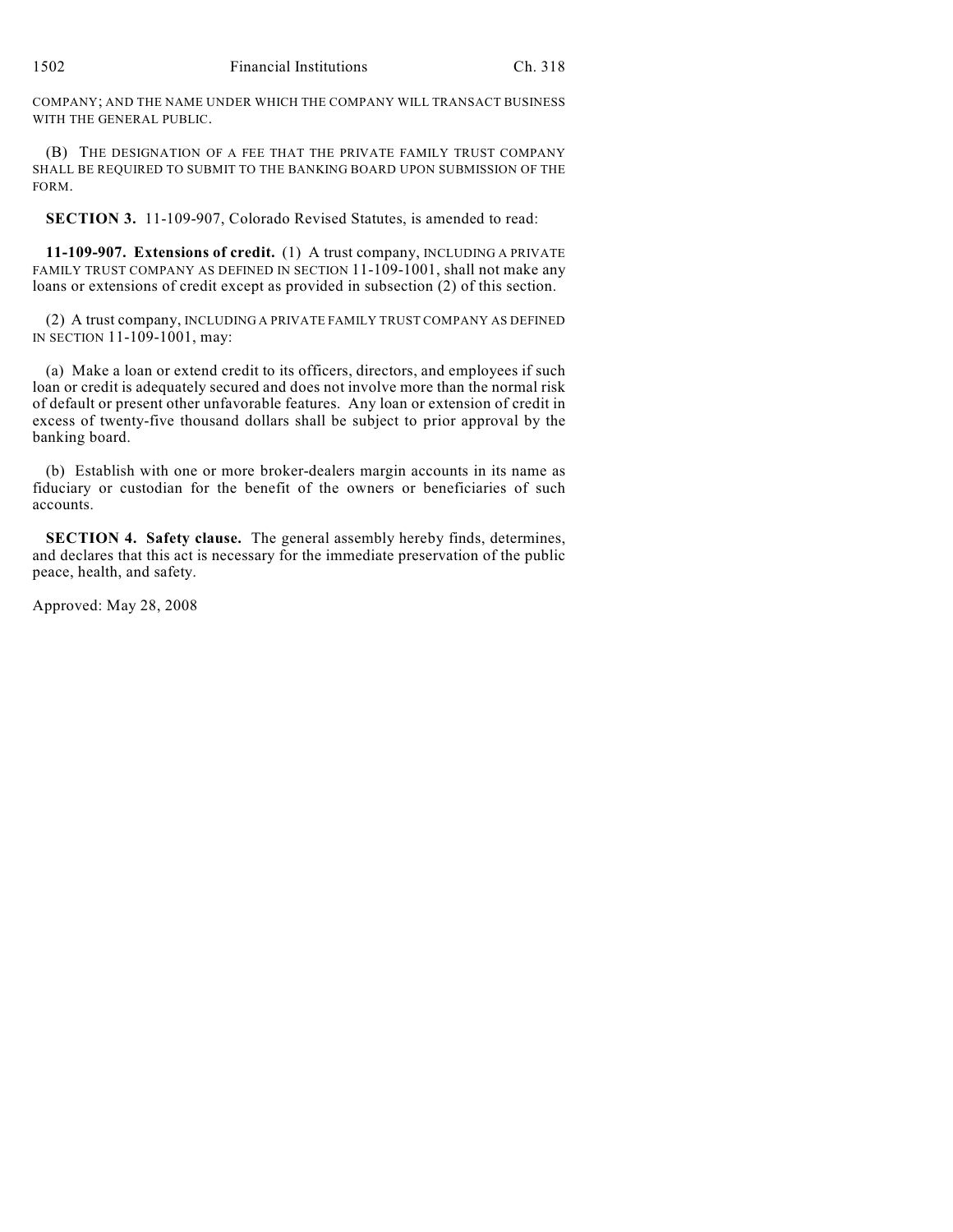COMPANY; AND THE NAME UNDER WHICH THE COMPANY WILL TRANSACT BUSINESS WITH THE GENERAL PUBLIC.

(B) THE DESIGNATION OF A FEE THAT THE PRIVATE FAMILY TRUST COMPANY SHALL BE REQUIRED TO SUBMIT TO THE BANKING BOARD UPON SUBMISSION OF THE FORM.

**SECTION 3.** 11-109-907, Colorado Revised Statutes, is amended to read:

**11-109-907. Extensions of credit.** (1) A trust company, INCLUDING A PRIVATE FAMILY TRUST COMPANY AS DEFINED IN SECTION 11-109-1001, shall not make any loans or extensions of credit except as provided in subsection (2) of this section.

(2) A trust company, INCLUDING A PRIVATE FAMILY TRUST COMPANY AS DEFINED IN SECTION 11-109-1001, may:

(a) Make a loan or extend credit to its officers, directors, and employees if such loan or credit is adequately secured and does not involve more than the normal risk of default or present other unfavorable features. Any loan or extension of credit in excess of twenty-five thousand dollars shall be subject to prior approval by the banking board.

(b) Establish with one or more broker-dealers margin accounts in its name as fiduciary or custodian for the benefit of the owners or beneficiaries of such accounts.

**SECTION 4. Safety clause.** The general assembly hereby finds, determines, and declares that this act is necessary for the immediate preservation of the public peace, health, and safety.

Approved: May 28, 2008